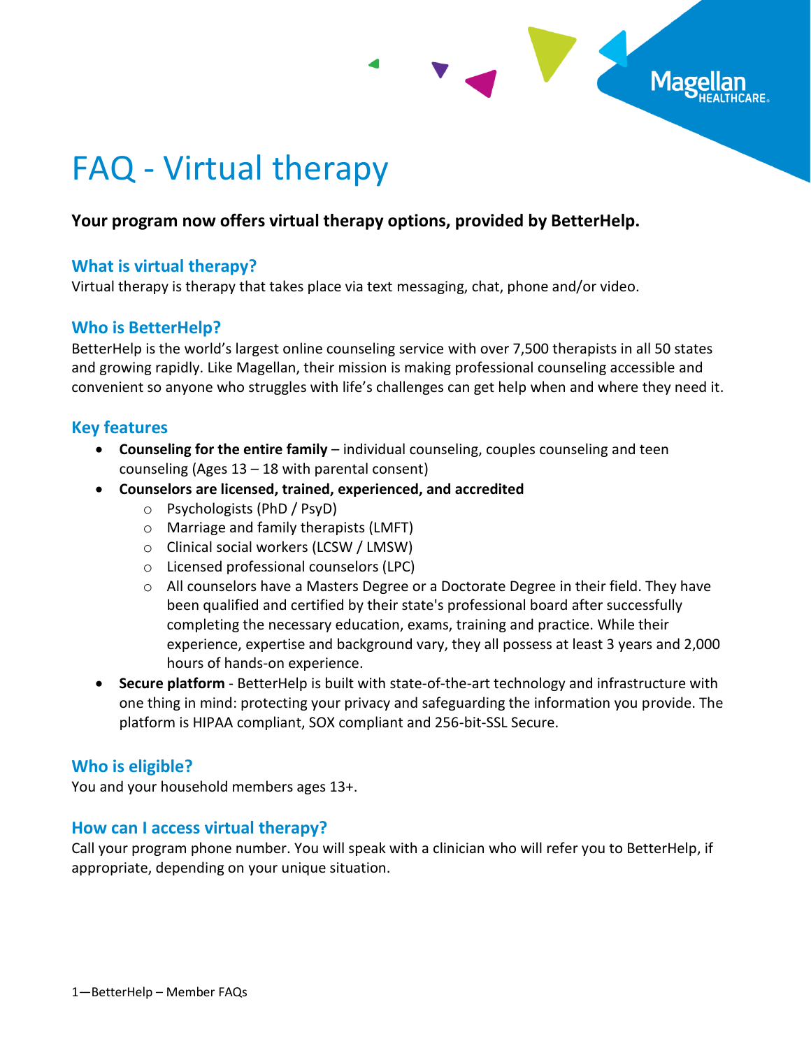# FAQ - Virtual therapy

**Your program now offers virtual therapy options, provided by BetterHelp.**

## What is virtual therapy?

Virtual therapy is therapy that takes place via text messaging, chat, phone and/or video.

## Who is BetterHelp?

BetterHelp is the world's largest online counseling service with over 7,500 therapists in all 50 states and growing rapidly. Like Magellan, their mission is making professional counseling accessible and convenient so anyone who struggles with life's challenges can get help when and where they need it.

## Key features

- **Counseling for the entire family** – individual counseling, couples counseling and teen counseling (Ages 13 – 18 with parental consent)
- **Counselors are licensed, trained, experienced, and accredited**
  - Psychologists (PhD / PsyD)
  - Marriage and family therapists (LMFT)
  - Clinical social workers (LCSW / LMSW)
  - Licensed professional counselors (LPC)
  - All counselors have a Masters Degree or a Doctorate Degree in their field. They have been qualified and certified by their state's professional board after successfully completing the necessary education, exams, training and practice. While their experience, expertise and background vary, they all possess at least 3 years and 2,000 hours of hands-on experience.
- **Secure platform** - BetterHelp is built with state-of-the-art technology and infrastructure with one thing in mind: protecting your privacy and safeguarding the information you provide. The platform is HIPAA compliant, SOX compliant and 256-bit-SSL Secure.

## Who is eligible?

You and your household members ages 13+.

## How can I access virtual therapy?

Call your program phone number. You will speak with a clinician who will refer you to BetterHelp, if appropriate, depending on your unique situation.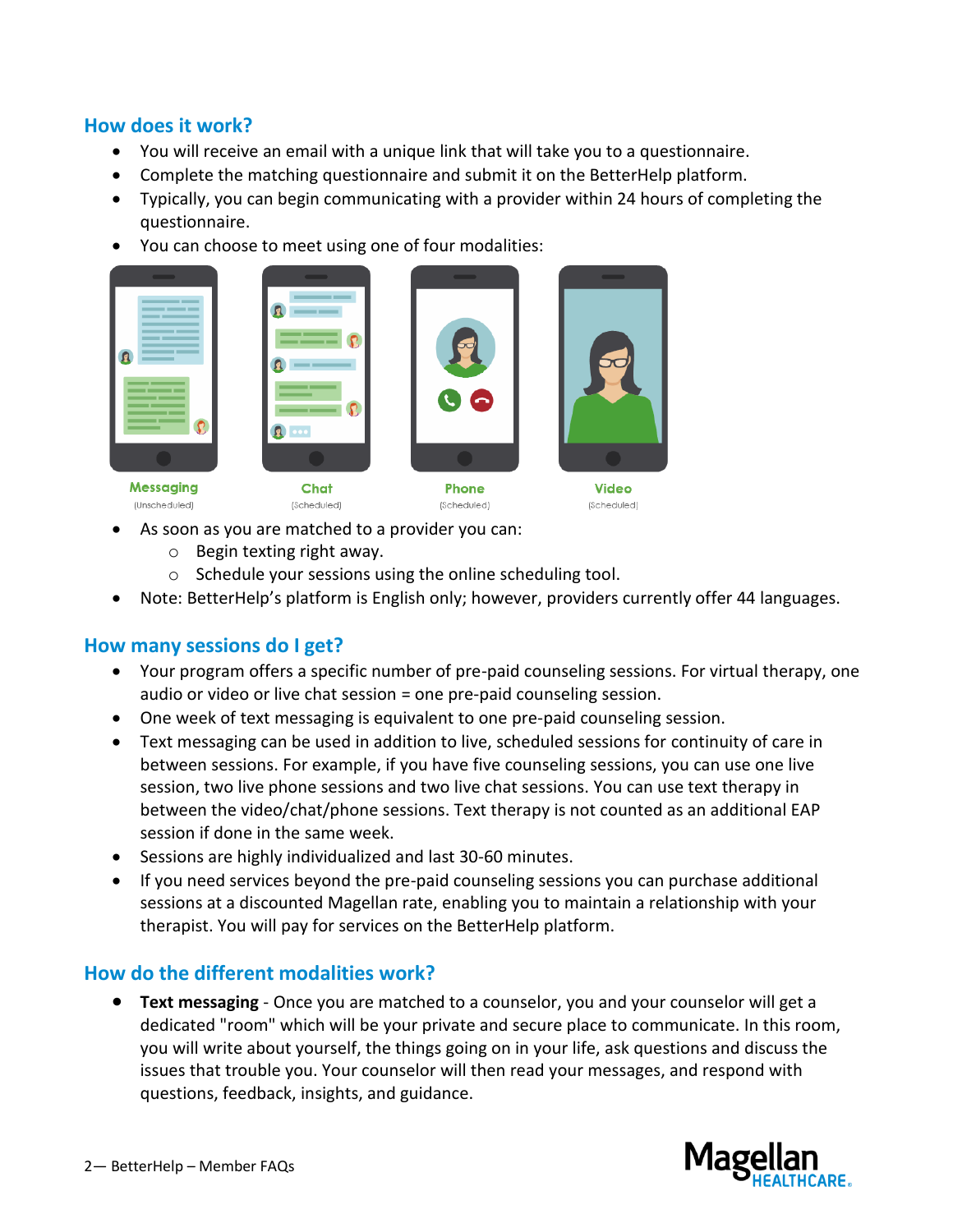## How does it work?

- You will receive an email with a unique link that will take you to a questionnaire.
- Complete the matching questionnaire and submit it on the BetterHelp platform.
- Typically, you can begin communicating with a provider within 24 hours of completing the questionnaire.
- You can choose to meet using one of four modalities:

Messaging (Unscheduled) | Chat (Scheduled) | Phone (Scheduled) | Video (Scheduled)

- As soon as you are matched to a provider you can:
  - Begin texting right away.
  - Schedule your sessions using the online scheduling tool.
- Note: BetterHelp's platform is English only; however, providers currently offer 44 languages.

## How many sessions do I get?

- Your program offers a specific number of pre-paid counseling sessions. For virtual therapy, one audio or video or live chat session = one pre-paid counseling session.
- One week of text messaging is equivalent to one pre-paid counseling session.
- Text messaging can be used in addition to live, scheduled sessions for continuity of care in between sessions. For example, if you have five counseling sessions, you can use one live session, two live phone sessions and two live chat sessions. You can use text therapy in between the video/chat/phone sessions. Text therapy is not counted as an additional EAP session if done in the same week.
- Sessions are highly individualized and last 30-60 minutes.
- If you need services beyond the pre-paid counseling sessions you can purchase additional sessions at a discounted Magellan rate, enabling you to maintain a relationship with your therapist. You will pay for services on the BetterHelp platform.

## How do the different modalities work?

- **Text messaging** - Once you are matched to a counselor, you and your counselor will get a dedicated "room" which will be your private and secure place to communicate. In this room, you will write about yourself, the things going on in your life, ask questions and discuss the issues that trouble you. Your counselor will then read your messages, and respond with questions, feedback, insights, and guidance.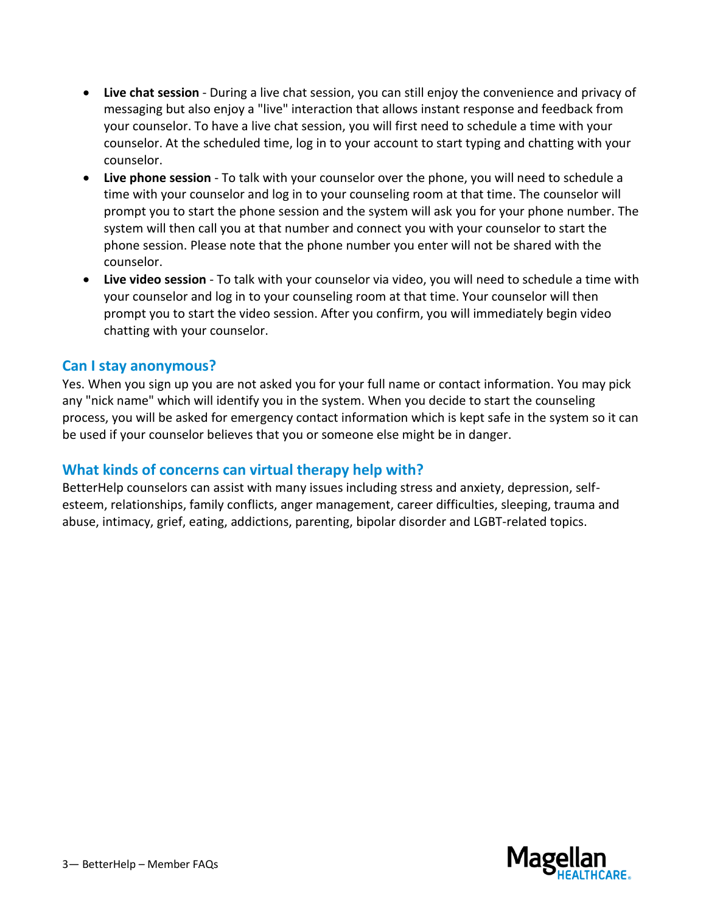- **Live chat session** - During a live chat session, you can still enjoy the convenience and privacy of messaging but also enjoy a "live" interaction that allows instant response and feedback from your counselor. To have a live chat session, you will first need to schedule a time with your counselor. At the scheduled time, log in to your account to start typing and chatting with your counselor.
- **Live phone session** - To talk with your counselor over the phone, you will need to schedule a time with your counselor and log in to your counseling room at that time. The counselor will prompt you to start the phone session and the system will ask you for your phone number. The system will then call you at that number and connect you with your counselor to start the phone session. Please note that the phone number you enter will not be shared with the counselor.
- **Live video session** - To talk with your counselor via video, you will need to schedule a time with your counselor and log in to your counseling room at that time. Your counselor will then prompt you to start the video session. After you confirm, you will immediately begin video chatting with your counselor.

## Can I stay anonymous?

Yes. When you sign up you are not asked you for your full name or contact information. You may pick any "nick name" which will identify you in the system. When you decide to start the counseling process, you will be asked for emergency contact information which is kept safe in the system so it can be used if your counselor believes that you or someone else might be in danger.

## What kinds of concerns can virtual therapy help with?

BetterHelp counselors can assist with many issues including stress and anxiety, depression, self-esteem, relationships, family conflicts, anger management, career difficulties, sleeping, trauma and abuse, intimacy, grief, eating, addictions, parenting, bipolar disorder and LGBT-related topics.